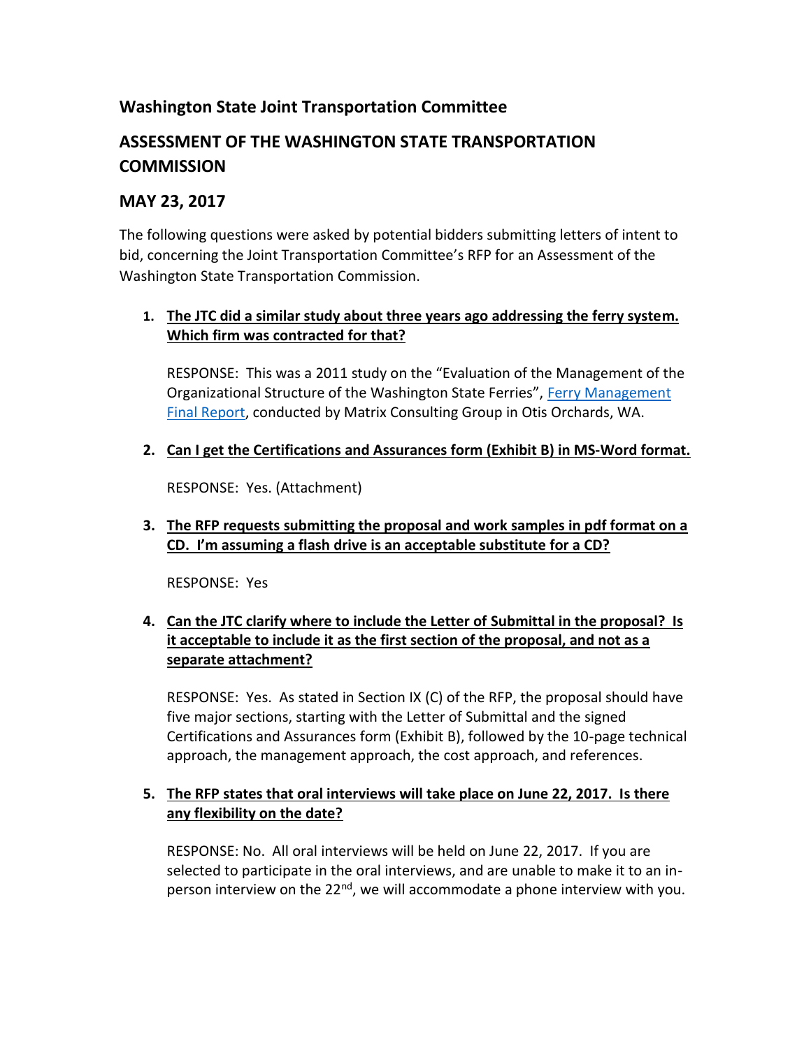## Washington State Joint Transportation Committee

## ASSESSMENT OF THE WASHINGTON STATE TRANSPORTATION COMMISSION

## MAY 23, 2017

The following questions were asked by potential bidders submitting letters of intent to bid, concerning the Joint Transportation Committee's RFP for an Assessment of the Washington State Transportation Commission.

1. **The JTC did a similar study about three years ago addressing the ferry system. Which firm was contracted for that?**

   RESPONSE: This was a 2011 study on the "Evaluation of the Management of the Organizational Structure of the Washington State Ferries", Ferry Management Final Report, conducted by Matrix Consulting Group in Otis Orchards, WA.

2. **Can I get the Certifications and Assurances form (Exhibit B) in MS-Word format.**

   RESPONSE: Yes. (Attachment)

3. **The RFP requests submitting the proposal and work samples in pdf format on a CD. I'm assuming a flash drive is an acceptable substitute for a CD?**

   RESPONSE: Yes

4. **Can the JTC clarify where to include the Letter of Submittal in the proposal? Is it acceptable to include it as the first section of the proposal, and not as a separate attachment?**

   RESPONSE: Yes. As stated in Section IX (C) of the RFP, the proposal should have five major sections, starting with the Letter of Submittal and the signed Certifications and Assurances form (Exhibit B), followed by the 10-page technical approach, the management approach, the cost approach, and references.

5. **The RFP states that oral interviews will take place on June 22, 2017. Is there any flexibility on the date?**

   RESPONSE: No. All oral interviews will be held on June 22, 2017. If you are selected to participate in the oral interviews, and are unable to make it to an in-person interview on the 22nd, we will accommodate a phone interview with you.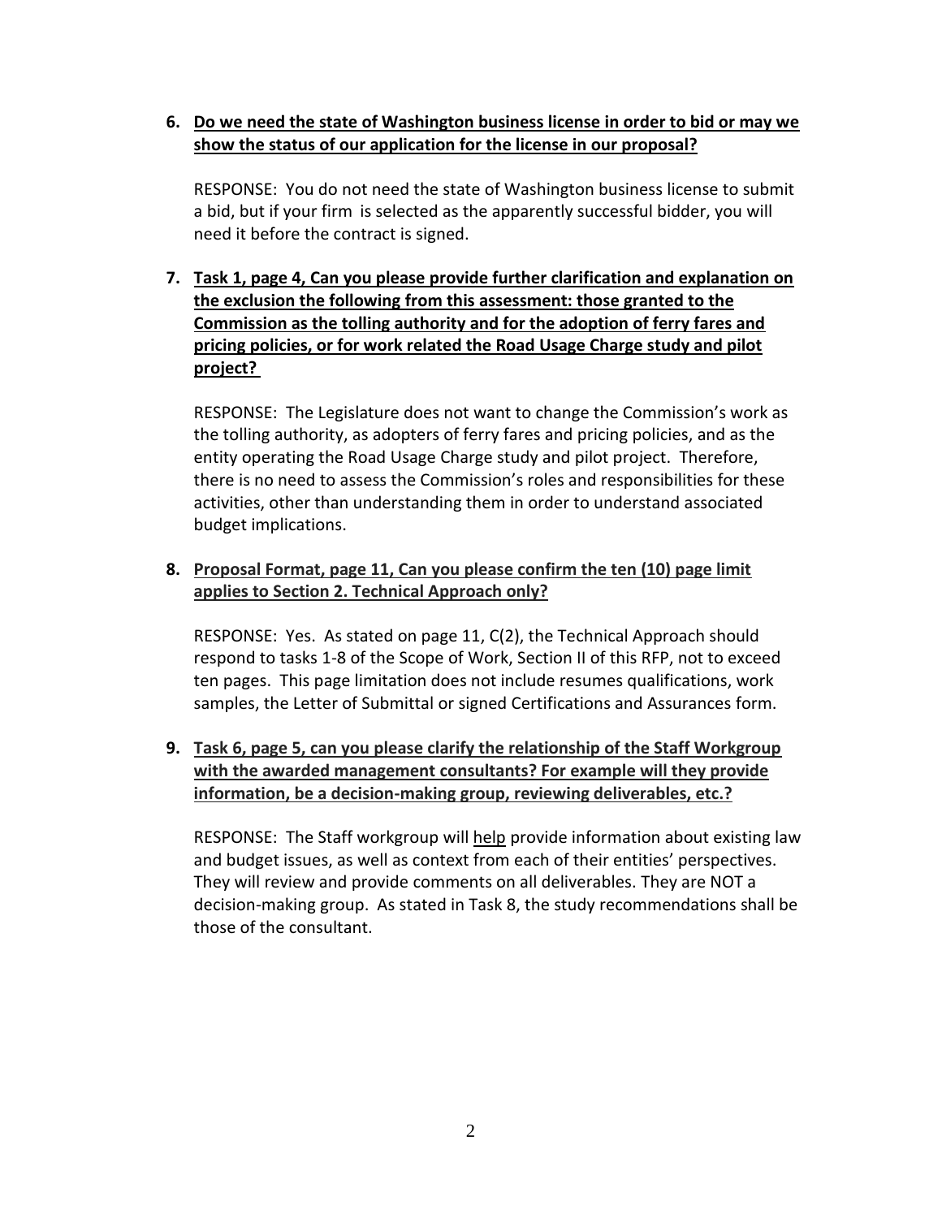6. **<u>Do we need the state of Washington business license in order to bid or may we show the status of our application for the license in our proposal?</u>**

   RESPONSE: You do not need the state of Washington business license to submit a bid, but if your firm is selected as the apparently successful bidder, you will need it before the contract is signed.

7. **<u>Task 1, page 4, Can you please provide further clarification and explanation on the exclusion the following from this assessment: those granted to the Commission as the tolling authority and for the adoption of ferry fares and pricing policies, or for work related the Road Usage Charge study and pilot project?</u>**

   RESPONSE: The Legislature does not want to change the Commission's work as the tolling authority, as adopters of ferry fares and pricing policies, and as the entity operating the Road Usage Charge study and pilot project. Therefore, there is no need to assess the Commission's roles and responsibilities for these activities, other than understanding them in order to understand associated budget implications.

8. **<u>Proposal Format, page 11, Can you please confirm the ten (10) page limit applies to Section 2. Technical Approach only?</u>**

   RESPONSE: Yes. As stated on page 11, C(2), the Technical Approach should respond to tasks 1-8 of the Scope of Work, Section II of this RFP, not to exceed ten pages. This page limitation does not include resumes qualifications, work samples, the Letter of Submittal or signed Certifications and Assurances form.

9. **<u>Task 6, page 5, can you please clarify the relationship of the Staff Workgroup with the awarded management consultants? For example will they provide information, be a decision-making group, reviewing deliverables, etc.?</u>**

   RESPONSE: The Staff workgroup will <u>help</u> provide information about existing law and budget issues, as well as context from each of their entities' perspectives. They will review and provide comments on all deliverables. They are NOT a decision-making group. As stated in Task 8, the study recommendations shall be those of the consultant.